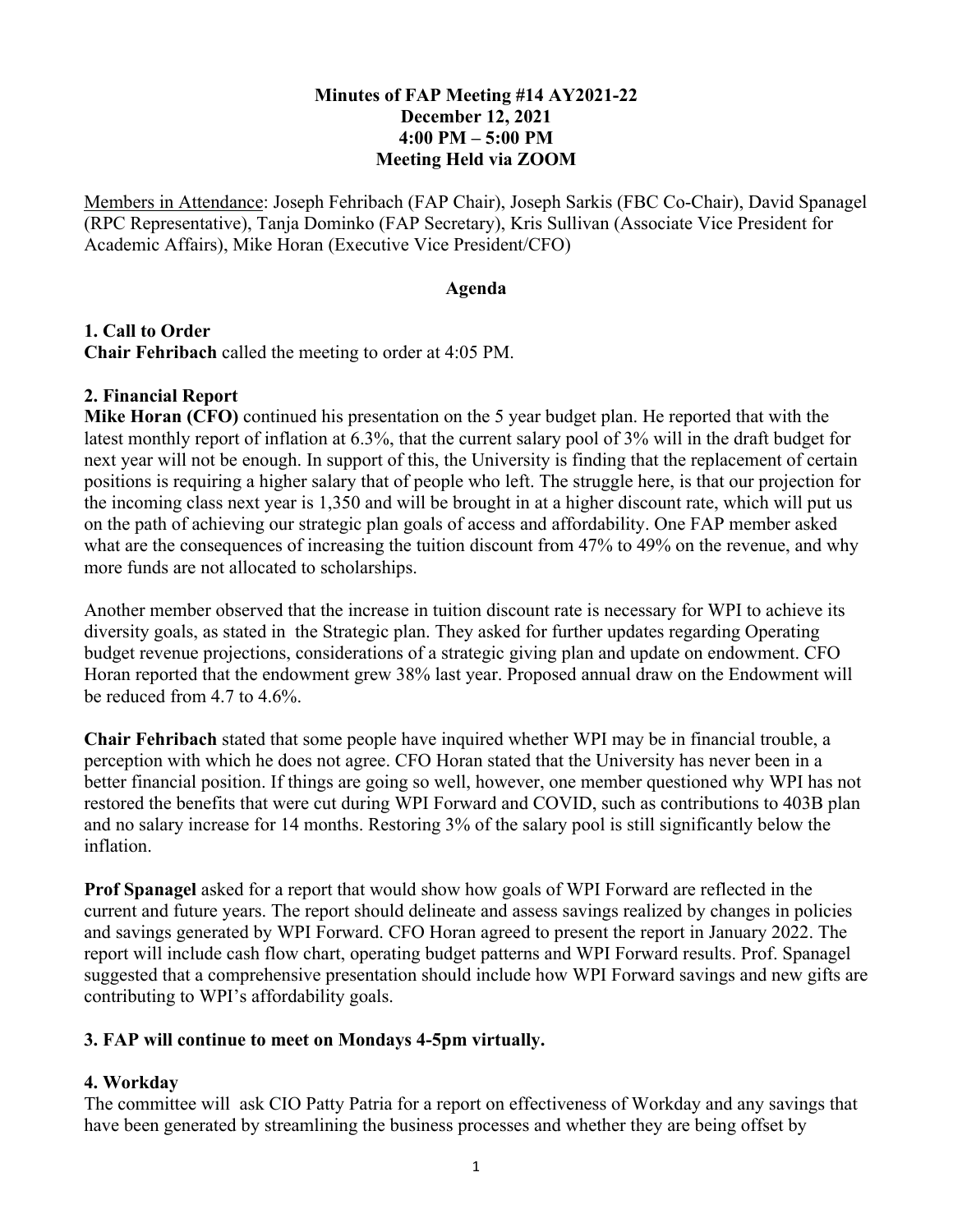**Minutes of FAP Meeting #14 AY2021-22**
**December 12, 2021**
**4:00 PM – 5:00 PM**
**Meeting Held via ZOOM**

Members in Attendance: Joseph Fehribach (FAP Chair), Joseph Sarkis (FBC Co-Chair), David Spanagel (RPC Representative), Tanja Dominko (FAP Secretary), Kris Sullivan (Associate Vice President for Academic Affairs), Mike Horan (Executive Vice President/CFO)

**Agenda**

**1. Call to Order**
**Chair Fehribach** called the meeting to order at 4:05 PM.

**2. Financial Report**
**Mike Horan (CFO)** continued his presentation on the 5 year budget plan. He reported that with the latest monthly report of inflation at 6.3%, that the current salary pool of 3% will in the draft budget for next year will not be enough. In support of this, the University is finding that the replacement of certain positions is requiring a higher salary that of people who left. The struggle here, is that our projection for the incoming class next year is 1,350 and will be brought in at a higher discount rate, which will put us on the path of achieving our strategic plan goals of access and affordability. One FAP member asked what are the consequences of increasing the tuition discount from 47% to 49% on the revenue, and why more funds are not allocated to scholarships.

Another member observed that the increase in tuition discount rate is necessary for WPI to achieve its diversity goals, as stated in the Strategic plan. They asked for further updates regarding Operating budget revenue projections, considerations of a strategic giving plan and update on endowment. CFO Horan reported that the endowment grew 38% last year. Proposed annual draw on the Endowment will be reduced from 4.7 to 4.6%.

**Chair Fehribach** stated that some people have inquired whether WPI may be in financial trouble, a perception with which he does not agree. CFO Horan stated that the University has never been in a better financial position. If things are going so well, however, one member questioned why WPI has not restored the benefits that were cut during WPI Forward and COVID, such as contributions to 403B plan and no salary increase for 14 months. Restoring 3% of the salary pool is still significantly below the inflation.

**Prof Spanagel** asked for a report that would show how goals of WPI Forward are reflected in the current and future years. The report should delineate and assess savings realized by changes in policies and savings generated by WPI Forward. CFO Horan agreed to present the report in January 2022. The report will include cash flow chart, operating budget patterns and WPI Forward results. Prof. Spanagel suggested that a comprehensive presentation should include how WPI Forward savings and new gifts are contributing to WPI's affordability goals.

**3. FAP will continue to meet on Mondays 4-5pm virtually.**

**4. Workday**
The committee will ask CIO Patty Patria for a report on effectiveness of Workday and any savings that have been generated by streamlining the business processes and whether they are being offset by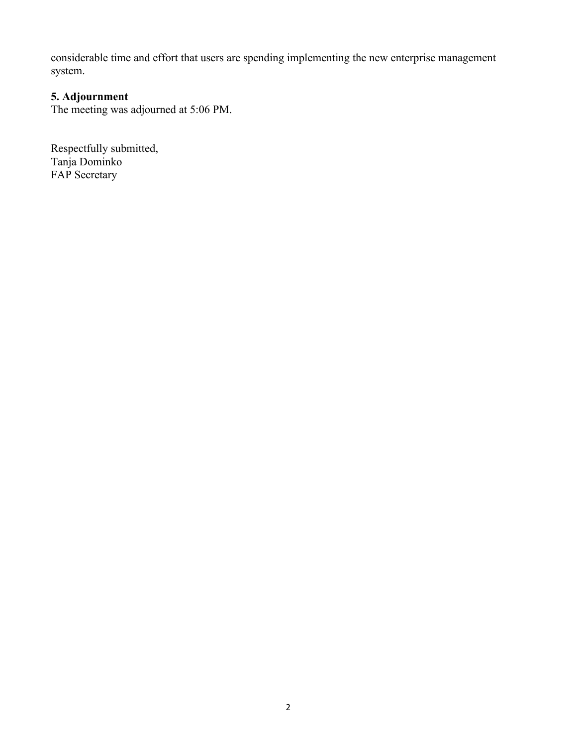considerable time and effort that users are spending implementing the new enterprise management system.

**5. Adjournment**
The meeting was adjourned at 5:06 PM.

Respectfully submitted,
Tanja Dominko
FAP Secretary